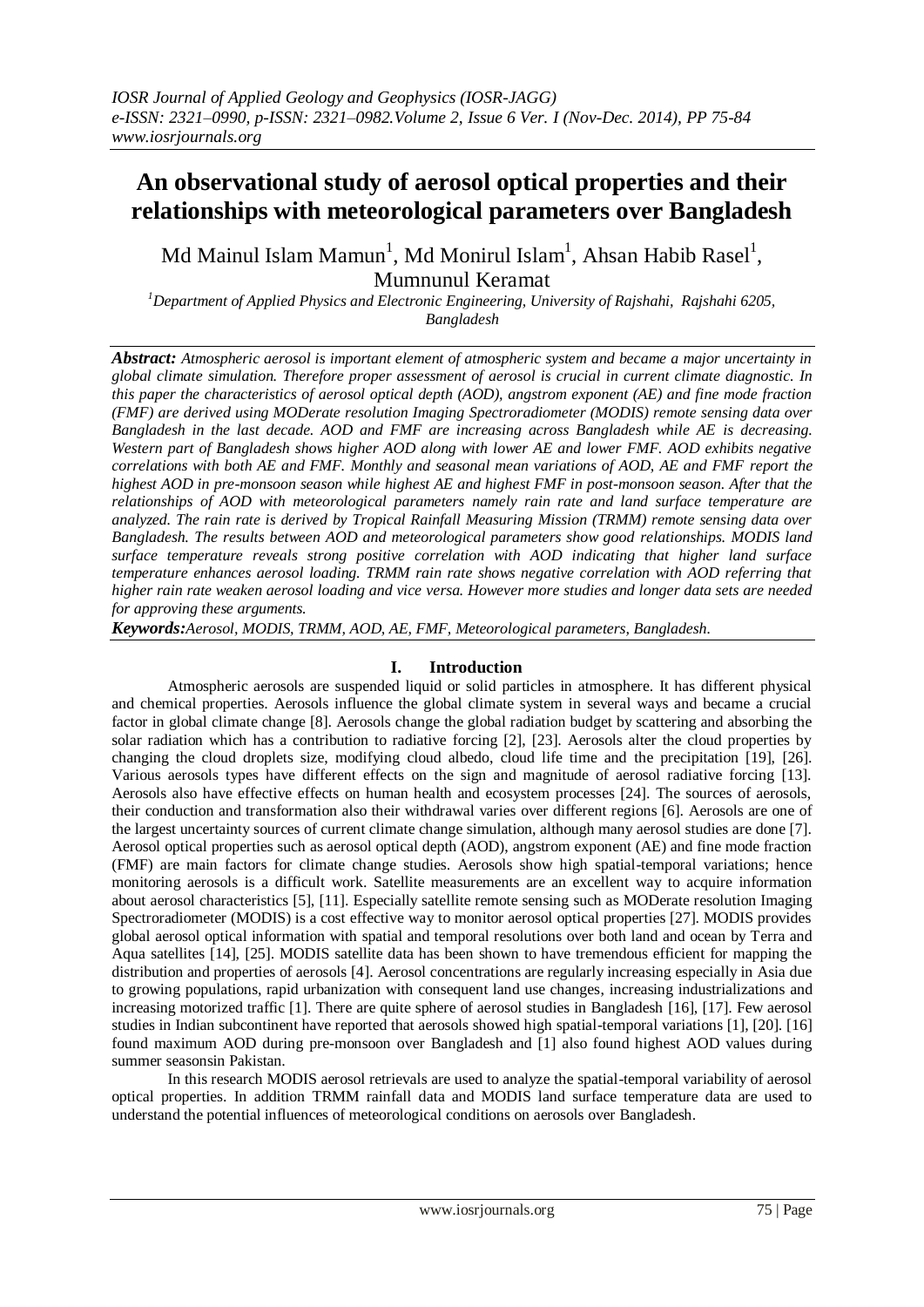# An observational study of aerosol optical properties and their relationships with meteorological parameters over Bangladesh

Md Mainul Islam Mamun[1], Md Monirul Islam[1], Ahsan Habib Rasel[1], Mumnunul Keramat

[1]Department of Applied Physics and Electronic Engineering, University of Rajshahi, Rajshahi 6205, Bangladesh

***Abstract:*** *Atmospheric aerosol is important element of atmospheric system and became a major uncertainty in global climate simulation. Therefore proper assessment of aerosol is crucial in current climate diagnostic. In this paper the characteristics of aerosol optical depth (AOD), angstrom exponent (AE) and fine mode fraction (FMF) are derived using MODerate resolution Imaging Spectroradiometer (MODIS) remote sensing data over Bangladesh in the last decade. AOD and FMF are increasing across Bangladesh while AE is decreasing. Western part of Bangladesh shows higher AOD along with lower AE and lower FMF. AOD exhibits negative correlations with both AE and FMF. Monthly and seasonal mean variations of AOD, AE and FMF report the highest AOD in pre-monsoon season while highest AE and highest FMF in post-monsoon season. After that the relationships of AOD with meteorological parameters namely rain rate and land surface temperature are analyzed. The rain rate is derived by Tropical Rainfall Measuring Mission (TRMM) remote sensing data over Bangladesh. The results between AOD and meteorological parameters show good relationships. MODIS land surface temperature reveals strong positive correlation with AOD indicating that higher land surface temperature enhances aerosol loading. TRMM rain rate shows negative correlation with AOD referring that higher rain rate weaken aerosol loading and vice versa. However more studies and longer data sets are needed for approving these arguments.*

***Keywords:****Aerosol, MODIS, TRMM, AOD, AE, FMF, Meteorological parameters, Bangladesh.*

## I. Introduction

Atmospheric aerosols are suspended liquid or solid particles in atmosphere. It has different physical and chemical properties. Aerosols influence the global climate system in several ways and became a crucial factor in global climate change [8]. Aerosols change the global radiation budget by scattering and absorbing the solar radiation which has a contribution to radiative forcing [2], [23]. Aerosols alter the cloud properties by changing the cloud droplets size, modifying cloud albedo, cloud life time and the precipitation [19], [26]. Various aerosols types have different effects on the sign and magnitude of aerosol radiative forcing [13]. Aerosols also have effective effects on human health and ecosystem processes [24]. The sources of aerosols, their conduction and transformation also their withdrawal varies over different regions [6]. Aerosols are one of the largest uncertainty sources of current climate change simulation, although many aerosol studies are done [7]. Aerosol optical properties such as aerosol optical depth (AOD), angstrom exponent (AE) and fine mode fraction (FMF) are main factors for climate change studies. Aerosols show high spatial-temporal variations; hence monitoring aerosols is a difficult work. Satellite measurements are an excellent way to acquire information about aerosol characteristics [5], [11]. Especially satellite remote sensing such as MODerate resolution Imaging Spectroradiometer (MODIS) is a cost effective way to monitor aerosol optical properties [27]. MODIS provides global aerosol optical information with spatial and temporal resolutions over both land and ocean by Terra and Aqua satellites [14], [25]. MODIS satellite data has been shown to have tremendous efficient for mapping the distribution and properties of aerosols [4]. Aerosol concentrations are regularly increasing especially in Asia due to growing populations, rapid urbanization with consequent land use changes, increasing industrializations and increasing motorized traffic [1]. There are quite sphere of aerosol studies in Bangladesh [16], [17]. Few aerosol studies in Indian subcontinent have reported that aerosols showed high spatial-temporal variations [1], [20]. [16] found maximum AOD during pre-monsoon over Bangladesh and [1] also found highest AOD values during summer seasonsin Pakistan.

In this research MODIS aerosol retrievals are used to analyze the spatial-temporal variability of aerosol optical properties. In addition TRMM rainfall data and MODIS land surface temperature data are used to understand the potential influences of meteorological conditions on aerosols over Bangladesh.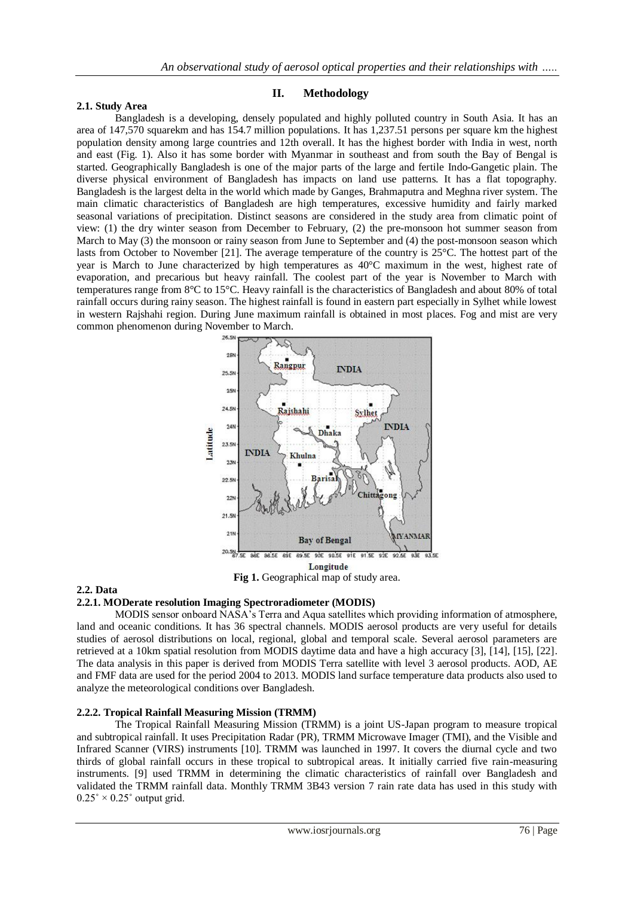## II. Methodology

### 2.1. Study Area

Bangladesh is a developing, densely populated and highly polluted country in South Asia. It has an area of 147,570 squarekm and has 154.7 million populations. It has 1,237.51 persons per square km the highest population density among large countries and 12th overall. It has the highest border with India in west, north and east (Fig. 1). Also it has some border with Myanmar in southeast and from south the Bay of Bengal is started. Geographically Bangladesh is one of the major parts of the large and fertile Indo-Gangetic plain. The diverse physical environment of Bangladesh has impacts on land use patterns. It has a flat topography. Bangladesh is the largest delta in the world which made by Ganges, Brahmaputra and Meghna river system. The main climatic characteristics of Bangladesh are high temperatures, excessive humidity and fairly marked seasonal variations of precipitation. Distinct seasons are considered in the study area from climatic point of view: (1) the dry winter season from December to February, (2) the pre-monsoon hot summer season from March to May (3) the monsoon or rainy season from June to September and (4) the post-monsoon season which lasts from October to November [21]. The average temperature of the country is 25°C. The hottest part of the year is March to June characterized by high temperatures as 40°C maximum in the west, highest rate of evaporation, and precarious but heavy rainfall. The coolest part of the year is November to March with temperatures range from 8°C to 15°C. Heavy rainfall is the characteristics of Bangladesh and about 80% of total rainfall occurs during rainy season. The highest rainfall is found in eastern part especially in Sylhet while lowest in western Rajshahi region. During June maximum rainfall is obtained in most places. Fog and mist are very common phenomenon during November to March.

**Fig 1.** Geographical map of study area.

### 2.2. Data

#### 2.2.1. MODerate resolution Imaging Spectroradiometer (MODIS)

MODIS sensor onboard NASA's Terra and Aqua satellites which providing information of atmosphere, land and oceanic conditions. It has 36 spectral channels. MODIS aerosol products are very useful for details studies of aerosol distributions on local, regional, global and temporal scale. Several aerosol parameters are retrieved at a 10km spatial resolution from MODIS daytime data and have a high accuracy [3], [14], [15], [22]. The data analysis in this paper is derived from MODIS Terra satellite with level 3 aerosol products. AOD, AE and FMF data are used for the period 2004 to 2013. MODIS land surface temperature data products also used to analyze the meteorological conditions over Bangladesh.

#### 2.2.2. Tropical Rainfall Measuring Mission (TRMM)

The Tropical Rainfall Measuring Mission (TRMM) is a joint US-Japan program to measure tropical and subtropical rainfall. It uses Precipitation Radar (PR), TRMM Microwave Imager (TMI), and the Visible and Infrared Scanner (VIRS) instruments [10]. TRMM was launched in 1997. It covers the diurnal cycle and two thirds of global rainfall occurs in these tropical to subtropical areas. It initially carried five rain-measuring instruments. [9] used TRMM in determining the climatic characteristics of rainfall over Bangladesh and validated the TRMM rainfall data. Monthly TRMM 3B43 version 7 rain rate data has used in this study with $0.25^{\circ} \times 0.25^{\circ}$ output grid.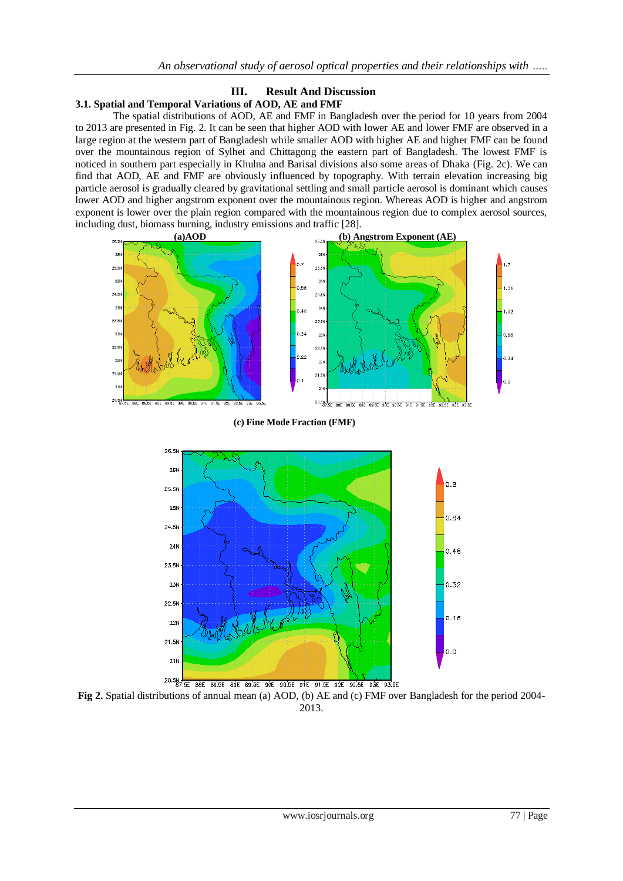## III. Result And Discussion

### 3.1. Spatial and Temporal Variations of AOD, AE and FMF

The spatial distributions of AOD, AE and FMF in Bangladesh over the period for 10 years from 2004 to 2013 are presented in Fig. 2. It can be seen that higher AOD with lower AE and lower FMF are observed in a large region at the western part of Bangladesh while smaller AOD with higher AE and higher FMF can be found over the mountainous region of Sylhet and Chittagong the eastern part of Bangladesh. The lowest FMF is noticed in southern part especially in Khulna and Barisal divisions also some areas of Dhaka (Fig. 2c). We can find that AOD, AE and FMF are obviously influenced by topography. With terrain elevation increasing big particle aerosol is gradually cleared by gravitational settling and small particle aerosol is dominant which causes lower AOD and higher angstrom exponent over the mountainous region. Whereas AOD is higher and angstrom exponent is lower over the plain region compared with the mountainous region due to complex aerosol sources, including dust, biomass burning, industry emissions and traffic [28].

**Fig 2.** Spatial distributions of annual mean (a) AOD, (b) AE and (c) FMF over Bangladesh for the period 2004-2013.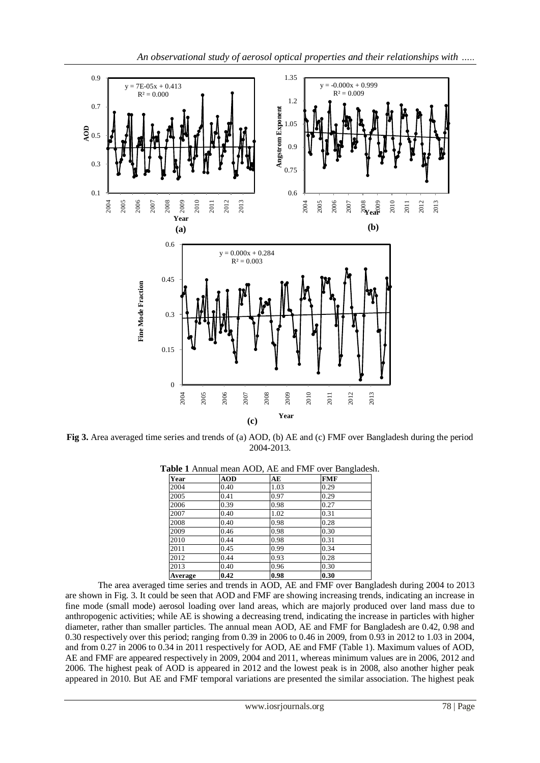**Fig 3.** Area averaged time series and trends of (a) AOD, (b) AE and (c) FMF over Bangladesh during the period 2004-2013.

**Table 1** Annual mean AOD, AE and FMF over Bangladesh.

| Year | AOD | AE | FMF |
|---|---|---|---|
| 2004 | 0.40 | 1.03 | 0.29 |
| 2005 | 0.41 | 0.97 | 0.29 |
| 2006 | 0.39 | 0.98 | 0.27 |
| 2007 | 0.40 | 1.02 | 0.31 |
| 2008 | 0.40 | 0.98 | 0.28 |
| 2009 | 0.46 | 0.98 | 0.30 |
| 2010 | 0.44 | 0.98 | 0.31 |
| 2011 | 0.45 | 0.99 | 0.34 |
| 2012 | 0.44 | 0.93 | 0.28 |
| 2013 | 0.40 | 0.96 | 0.30 |
| **Average** | **0.42** | **0.98** | **0.30** |

The area averaged time series and trends in AOD, AE and FMF over Bangladesh during 2004 to 2013 are shown in Fig. 3. It could be seen that AOD and FMF are showing increasing trends, indicating an increase in fine mode (small mode) aerosol loading over land areas, which are majorly produced over land mass due to anthropogenic activities; while AE is showing a decreasing trend, indicating the increase in particles with higher diameter, rather than smaller particles. The annual mean AOD, AE and FMF for Bangladesh are 0.42, 0.98 and 0.30 respectively over this period; ranging from 0.39 in 2006 to 0.46 in 2009, from 0.93 in 2012 to 1.03 in 2004, and from 0.27 in 2006 to 0.34 in 2011 respectively for AOD, AE and FMF (Table 1). Maximum values of AOD, AE and FMF are appeared respectively in 2009, 2004 and 2011, whereas minimum values are in 2006, 2012 and 2006. The highest peak of AOD is appeared in 2012 and the lowest peak is in 2008, also another higher peak appeared in 2010. But AE and FMF temporal variations are presented the similar association. The highest peak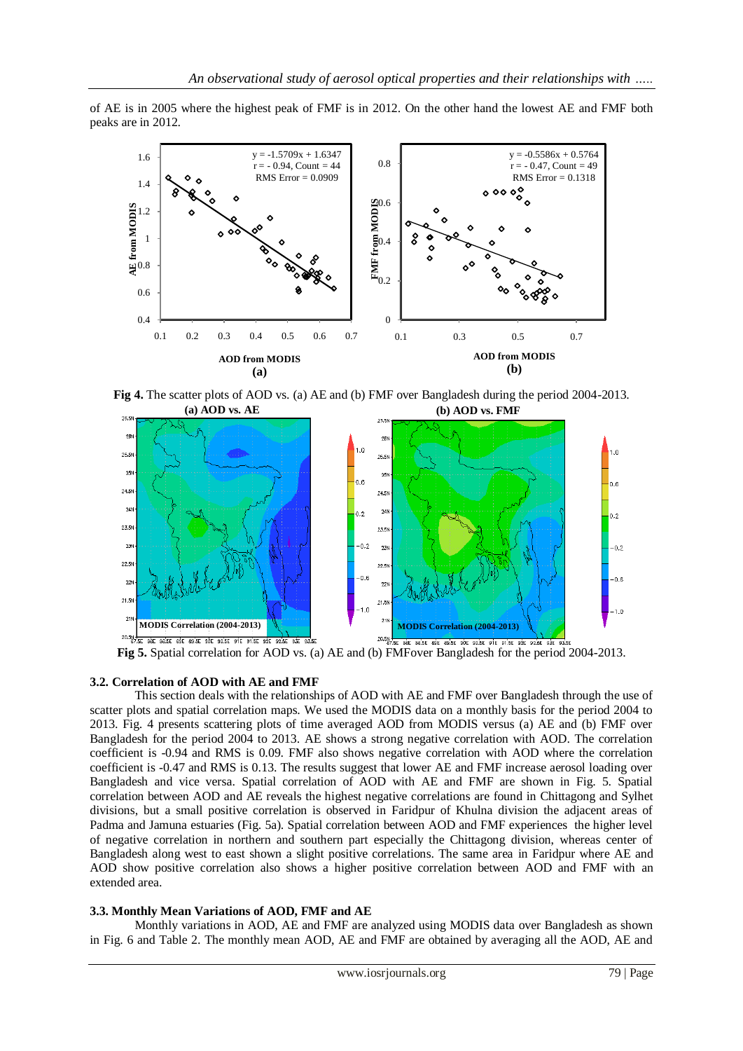of AE is in 2005 where the highest peak of FMF is in 2012. On the other hand the lowest AE and FMF both peaks are in 2012.

**Fig 4.** The scatter plots of AOD vs. (a) AE and (b) FMF over Bangladesh during the period 2004-2013.

**Fig 5.** Spatial correlation for AOD vs. (a) AE and (b) FMFover Bangladesh for the period 2004-2013.

### 3.2. Correlation of AOD with AE and FMF

This section deals with the relationships of AOD with AE and FMF over Bangladesh through the use of scatter plots and spatial correlation maps. We used the MODIS data on a monthly basis for the period 2004 to 2013. Fig. 4 presents scattering plots of time averaged AOD from MODIS versus (a) AE and (b) FMF over Bangladesh for the period 2004 to 2013. AE shows a strong negative correlation with AOD. The correlation coefficient is -0.94 and RMS is 0.09. FMF also shows negative correlation with AOD where the correlation coefficient is -0.47 and RMS is 0.13. The results suggest that lower AE and FMF increase aerosol loading over Bangladesh and vice versa. Spatial correlation of AOD with AE and FMF are shown in Fig. 5. Spatial correlation between AOD and AE reveals the highest negative correlations are found in Chittagong and Sylhet divisions, but a small positive correlation is observed in Faridpur of Khulna division the adjacent areas of Padma and Jamuna estuaries (Fig. 5a). Spatial correlation between AOD and FMF experiences the higher level of negative correlation in northern and southern part especially the Chittagong division, whereas center of Bangladesh along west to east shown a slight positive correlations. The same area in Faridpur where AE and AOD show positive correlation also shows a higher positive correlation between AOD and FMF with an extended area.

### 3.3. Monthly Mean Variations of AOD, FMF and AE

Monthly variations in AOD, AE and FMF are analyzed using MODIS data over Bangladesh as shown in Fig. 6 and Table 2. The monthly mean AOD, AE and FMF are obtained by averaging all the AOD, AE and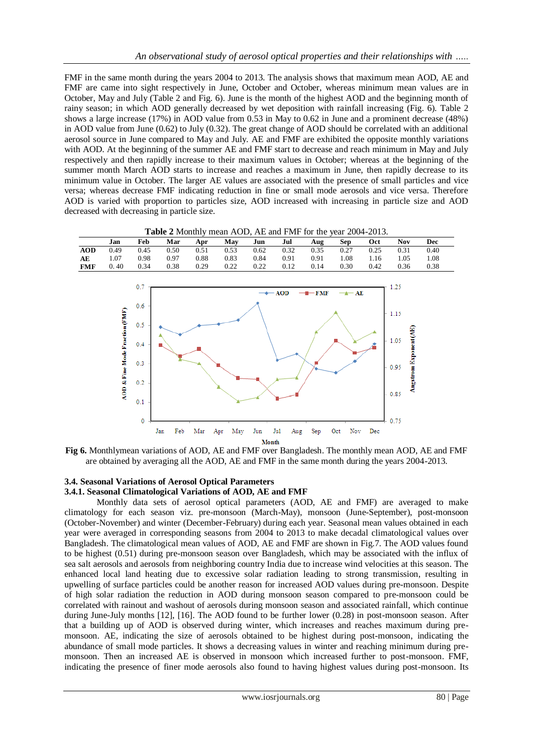FMF in the same month during the years 2004 to 2013. The analysis shows that maximum mean AOD, AE and FMF are came into sight respectively in June, October and October, whereas minimum mean values are in October, May and July (Table 2 and Fig. 6). June is the month of the highest AOD and the beginning month of rainy season; in which AOD generally decreased by wet deposition with rainfall increasing (Fig. 6). Table 2 shows a large increase (17%) in AOD value from 0.53 in May to 0.62 in June and a prominent decrease (48%) in AOD value from June (0.62) to July (0.32). The great change of AOD should be correlated with an additional aerosol source in June compared to May and July. AE and FMF are exhibited the opposite monthly variations with AOD. At the beginning of the summer AE and FMF start to decrease and reach minimum in May and July respectively and then rapidly increase to their maximum values in October; whereas at the beginning of the summer month March AOD starts to increase and reaches a maximum in June, then rapidly decrease to its minimum value in October. The larger AE values are associated with the presence of small particles and vice versa; whereas decrease FMF indicating reduction in fine or small mode aerosols and vice versa. Therefore AOD is varied with proportion to particles size, AOD increased with increasing in particle size and AOD decreased with decreasing in particle size.

**Table 2** Monthly mean AOD, AE and FMF for the year 2004-2013.

| | Jan | Feb | Mar | Apr | May | Jun | Jul | Aug | Sep | Oct | Nov | Dec |
|---|---|---|---|---|---|---|---|---|---|---|---|---|
| **AOD** | 0.49 | 0.45 | 0.50 | 0.51 | 0.53 | 0.62 | 0.32 | 0.35 | 0.27 | 0.25 | 0.31 | 0.40 |
| **AE** | 1.07 | 0.98 | 0.97 | 0.88 | 0.83 | 0.84 | 0.91 | 0.91 | 1.08 | 1.16 | 1.05 | 1.08 |
| **FMF** | 0. 40 | 0.34 | 0.38 | 0.29 | 0.22 | 0.22 | 0.12 | 0.14 | 0.30 | 0.42 | 0.36 | 0.38 |

**Fig 6.** Monthlymean variations of AOD, AE and FMF over Bangladesh. The monthly mean AOD, AE and FMF are obtained by averaging all the AOD, AE and FMF in the same month during the years 2004-2013.

### 3.4. Seasonal Variations of Aerosol Optical Parameters

#### 3.4.1. Seasonal Climatological Variations of AOD, AE and FMF

Monthly data sets of aerosol optical parameters (AOD, AE and FMF) are averaged to make climatology for each season viz. pre-monsoon (March-May), monsoon (June-September), post-monsoon (October-November) and winter (December-February) during each year. Seasonal mean values obtained in each year were averaged in corresponding seasons from 2004 to 2013 to make decadal climatological values over Bangladesh. The climatological mean values of AOD, AE and FMF are shown in Fig.7. The AOD values found to be highest (0.51) during pre-monsoon season over Bangladesh, which may be associated with the influx of sea salt aerosols and aerosols from neighboring country India due to increase wind velocities at this season. The enhanced local land heating due to excessive solar radiation leading to strong transmission, resulting in upwelling of surface particles could be another reason for increased AOD values during pre-monsoon. Despite of high solar radiation the reduction in AOD during monsoon season compared to pre-monsoon could be correlated with rainout and washout of aerosols during monsoon season and associated rainfall, which continue during June-July months [12], [16]. The AOD found to be further lower (0.28) in post-monsoon season. After that a building up of AOD is observed during winter, which increases and reaches maximum during pre-monsoon. AE, indicating the size of aerosols obtained to be highest during post-monsoon, indicating the abundance of small mode particles. It shows a decreasing values in winter and reaching minimum during pre-monsoon. Then an increased AE is observed in monsoon which increased further to post-monsoon. FMF, indicating the presence of finer mode aerosols also found to having highest values during post-monsoon. Its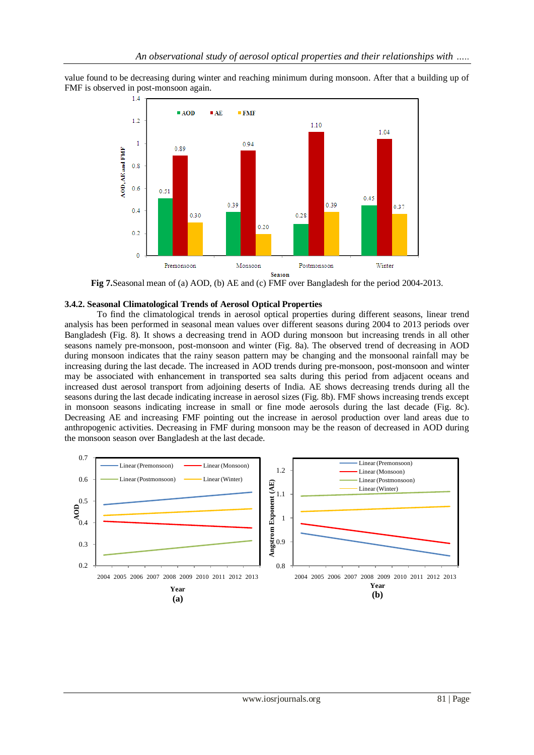value found to be decreasing during winter and reaching minimum during monsoon. After that a building up of FMF is observed in post-monsoon again.

**Fig 7.**Seasonal mean of (a) AOD, (b) AE and (c) FMF over Bangladesh for the period 2004-2013.

### 3.4.2. Seasonal Climatological Trends of Aerosol Optical Properties

To find the climatological trends in aerosol optical properties during different seasons, linear trend analysis has been performed in seasonal mean values over different seasons during 2004 to 2013 periods over Bangladesh (Fig. 8). It shows a decreasing trend in AOD during monsoon but increasing trends in all other seasons namely pre-monsoon, post-monsoon and winter (Fig. 8a). The observed trend of decreasing in AOD during monsoon indicates that the rainy season pattern may be changing and the monsoonal rainfall may be increasing during the last decade. The increased in AOD trends during pre-monsoon, post-monsoon and winter may be associated with enhancement in transported sea salts during this period from adjacent oceans and increased dust aerosol transport from adjoining deserts of India. AE shows decreasing trends during all the seasons during the last decade indicating increase in aerosol sizes (Fig. 8b). FMF shows increasing trends except in monsoon seasons indicating increase in small or fine mode aerosols during the last decade (Fig. 8c). Decreasing AE and increasing FMF pointing out the increase in aerosol production over land areas due to anthropogenic activities. Decreasing in FMF during monsoon may be the reason of decreased in AOD during the monsoon season over Bangladesh at the last decade.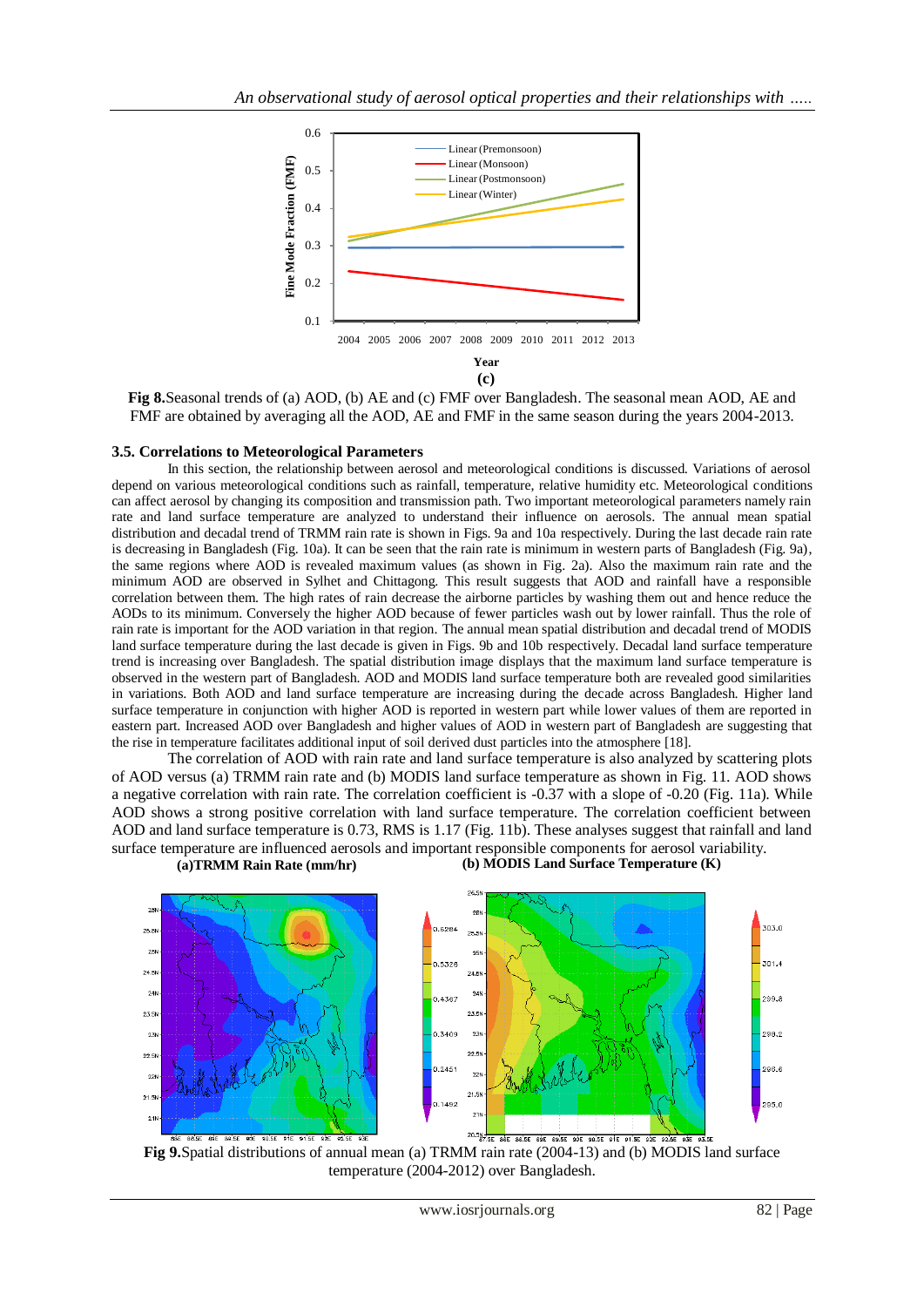**Fig 8.**Seasonal trends of (a) AOD, (b) AE and (c) FMF over Bangladesh. The seasonal mean AOD, AE and FMF are obtained by averaging all the AOD, AE and FMF in the same season during the years 2004-2013.

### 3.5. Correlations to Meteorological Parameters

In this section, the relationship between aerosol and meteorological conditions is discussed. Variations of aerosol depend on various meteorological conditions such as rainfall, temperature, relative humidity etc. Meteorological conditions can affect aerosol by changing its composition and transmission path. Two important meteorological parameters namely rain rate and land surface temperature are analyzed to understand their influence on aerosols. The annual mean spatial distribution and decadal trend of TRMM rain rate is shown in Figs. 9a and 10a respectively. During the last decade rain rate is decreasing in Bangladesh (Fig. 10a). It can be seen that the rain rate is minimum in western parts of Bangladesh (Fig. 9a), the same regions where AOD is revealed maximum values (as shown in Fig. 2a). Also the maximum rain rate and the minimum AOD are observed in Sylhet and Chittagong. This result suggests that AOD and rainfall have a responsible correlation between them. The high rates of rain decrease the airborne particles by washing them out and hence reduce the AODs to its minimum. Conversely the higher AOD because of fewer particles wash out by lower rainfall. Thus the role of rain rate is important for the AOD variation in that region. The annual mean spatial distribution and decadal trend of MODIS land surface temperature during the last decade is given in Figs. 9b and 10b respectively. Decadal land surface temperature trend is increasing over Bangladesh. The spatial distribution image displays that the maximum land surface temperature is observed in the western part of Bangladesh. AOD and MODIS land surface temperature both are revealed good similarities in variations. Both AOD and land surface temperature are increasing during the decade across Bangladesh. Higher land surface temperature in conjunction with higher AOD is reported in western part while lower values of them are reported in eastern part. Increased AOD over Bangladesh and higher values of AOD in western part of Bangladesh are suggesting that the rise in temperature facilitates additional input of soil derived dust particles into the atmosphere [18].

The correlation of AOD with rain rate and land surface temperature is also analyzed by scattering plots of AOD versus (a) TRMM rain rate and (b) MODIS land surface temperature as shown in Fig. 11. AOD shows a negative correlation with rain rate. The correlation coefficient is -0.37 with a slope of -0.20 (Fig. 11a). While AOD shows a strong positive correlation with land surface temperature. The correlation coefficient between AOD and land surface temperature is 0.73, RMS is 1.17 (Fig. 11b). These analyses suggest that rainfall and land surface temperature are influenced aerosols and important responsible components for aerosol variability.

**Fig 9.**Spatial distributions of annual mean (a) TRMM rain rate (2004-13) and (b) MODIS land surface temperature (2004-2012) over Bangladesh.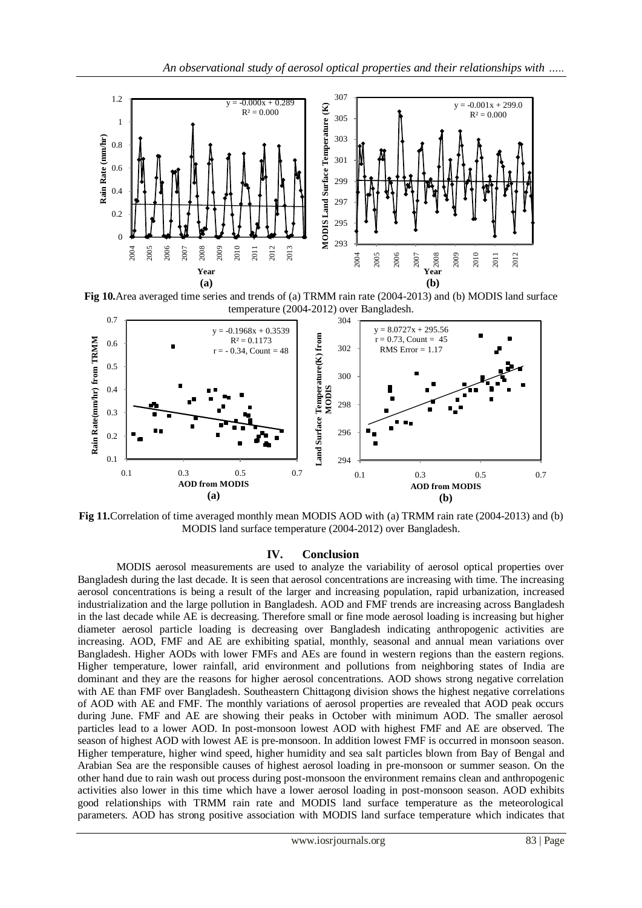**Fig 10.** Area averaged time series and trends of (a) TRMM rain rate (2004-2013) and (b) MODIS land surface temperature (2004-2012) over Bangladesh.

**Fig 11.** Correlation of time averaged monthly mean MODIS AOD with (a) TRMM rain rate (2004-2013) and (b) MODIS land surface temperature (2004-2012) over Bangladesh.

## IV. Conclusion

MODIS aerosol measurements are used to analyze the variability of aerosol optical properties over Bangladesh during the last decade. It is seen that aerosol concentrations are increasing with time. The increasing aerosol concentrations is being a result of the larger and increasing population, rapid urbanization, increased industrialization and the large pollution in Bangladesh. AOD and FMF trends are increasing across Bangladesh in the last decade while AE is decreasing. Therefore small or fine mode aerosol loading is increasing but higher diameter aerosol particle loading is decreasing over Bangladesh indicating anthropogenic activities are increasing. AOD, FMF and AE are exhibiting spatial, monthly, seasonal and annual mean variations over Bangladesh. Higher AODs with lower FMFs and AEs are found in western regions than the eastern regions. Higher temperature, lower rainfall, arid environment and pollutions from neighboring states of India are dominant and they are the reasons for higher aerosol concentrations. AOD shows strong negative correlation with AE than FMF over Bangladesh. Southeastern Chittagong division shows the highest negative correlations of AOD with AE and FMF. The monthly variations of aerosol properties are revealed that AOD peak occurs during June. FMF and AE are showing their peaks in October with minimum AOD. The smaller aerosol particles lead to a lower AOD. In post-monsoon lowest AOD with highest FMF and AE are observed. The season of highest AOD with lowest AE is pre-monsoon. In addition lowest FMF is occurred in monsoon season. Higher temperature, higher wind speed, higher humidity and sea salt particles blown from Bay of Bengal and Arabian Sea are the responsible causes of highest aerosol loading in pre-monsoon or summer season. On the other hand due to rain wash out process during post-monsoon the environment remains clean and anthropogenic activities also lower in this time which have a lower aerosol loading in post-monsoon season. AOD exhibits good relationships with TRMM rain rate and MODIS land surface temperature as the meteorological parameters. AOD has strong positive association with MODIS land surface temperature which indicates that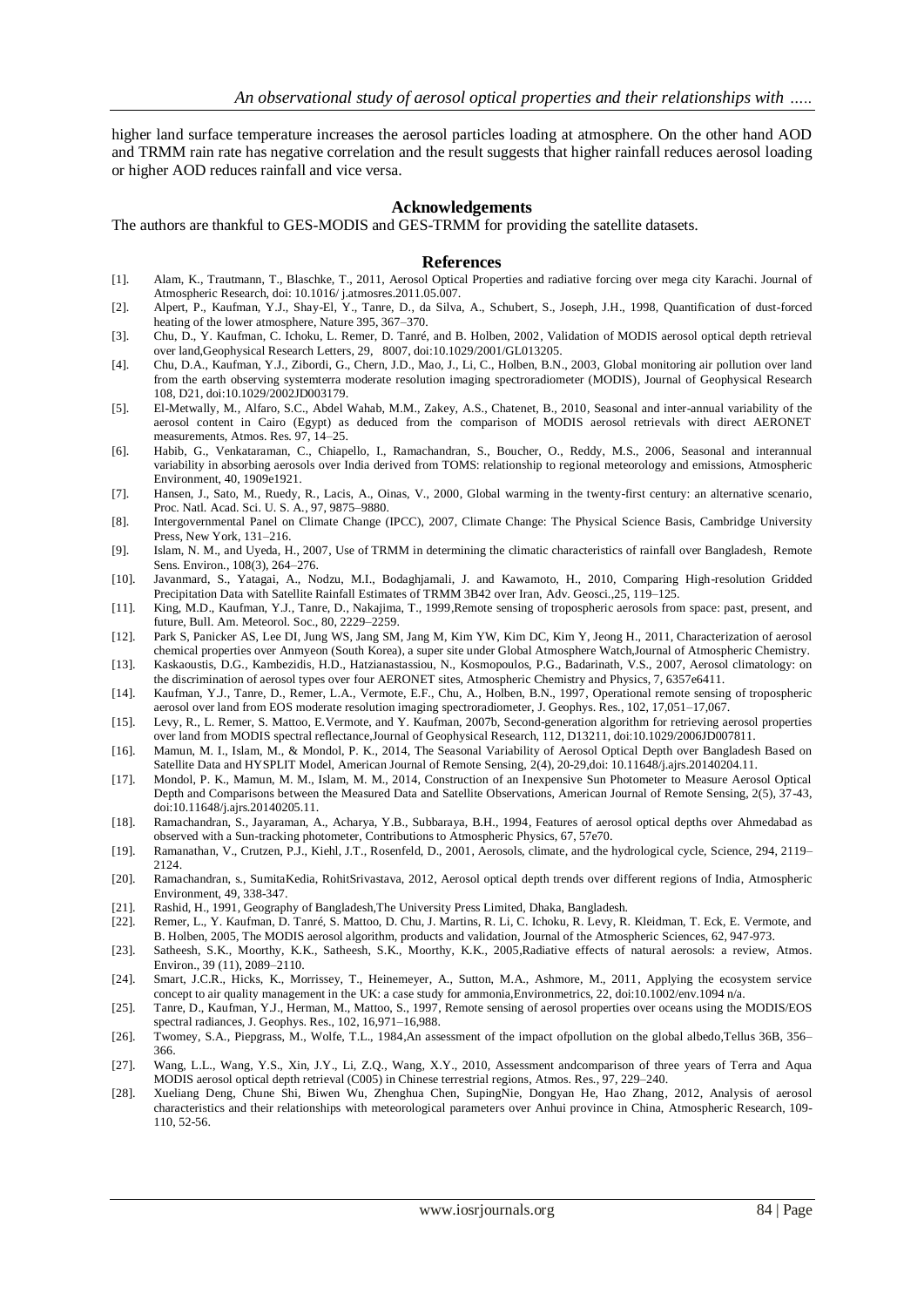higher land surface temperature increases the aerosol particles loading at atmosphere. On the other hand AOD and TRMM rain rate has negative correlation and the result suggests that higher rainfall reduces aerosol loading or higher AOD reduces rainfall and vice versa.

## Acknowledgements

The authors are thankful to GES-MODIS and GES-TRMM for providing the satellite datasets.

## References

[1]. Alam, K., Trautmann, T., Blaschke, T., 2011, Aerosol Optical Properties and radiative forcing over mega city Karachi. Journal of Atmospheric Research, doi: 10.1016/ j.atmosres.2011.05.007.

[2]. Alpert, P., Kaufman, Y.J., Shay-El, Y., Tanre, D., da Silva, A., Schubert, S., Joseph, J.H., 1998, Quantification of dust-forced heating of the lower atmosphere, Nature 395, 367–370.

[3]. Chu, D., Y. Kaufman, C. Ichoku, L. Remer, D. Tanré, and B. Holben, 2002, Validation of MODIS aerosol optical depth retrieval over land,Geophysical Research Letters, 29, 8007, doi:10.1029/2001/GL013205.

[4]. Chu, D.A., Kaufman, Y.J., Zibordi, G., Chern, J.D., Mao, J., Li, C., Holben, B.N., 2003, Global monitoring air pollution over land from the earth observing systemterra moderate resolution imaging spectroradiometer (MODIS), Journal of Geophysical Research 108, D21, doi:10.1029/2002JD003179.

[5]. El-Metwally, M., Alfaro, S.C., Abdel Wahab, M.M., Zakey, A.S., Chatenet, B., 2010, Seasonal and inter-annual variability of the aerosol content in Cairo (Egypt) as deduced from the comparison of MODIS aerosol retrievals with direct AERONET measurements, Atmos. Res. 97, 14–25.

[6]. Habib, G., Venkataraman, C., Chiapello, I., Ramachandran, S., Boucher, O., Reddy, M.S., 2006, Seasonal and interannual variability in absorbing aerosols over India derived from TOMS: relationship to regional meteorology and emissions, Atmospheric Environment, 40, 1909e1921.

[7]. Hansen, J., Sato, M., Ruedy, R., Lacis, A., Oinas, V., 2000, Global warming in the twenty-first century: an alternative scenario, Proc. Natl. Acad. Sci. U. S. A., 97, 9875–9880.

[8]. Intergovernmental Panel on Climate Change (IPCC), 2007, Climate Change: The Physical Science Basis, Cambridge University Press, New York, 131–216.

[9]. Islam, N. M., and Uyeda, H., 2007, Use of TRMM in determining the climatic characteristics of rainfall over Bangladesh, Remote Sens. Environ., 108(3), 264–276.

[10]. Javanmard, S., Yatagai, A., Nodzu, M.I., Bodaghjamali, J. and Kawamoto, H., 2010, Comparing High-resolution Gridded Precipitation Data with Satellite Rainfall Estimates of TRMM 3B42 over Iran, Adv. Geosci.,25, 119–125.

[11]. King, M.D., Kaufman, Y.J., Tanre, D., Nakajima, T., 1999,Remote sensing of tropospheric aerosols from space: past, present, and future, Bull. Am. Meteorol. Soc., 80, 2229–2259.

[12]. Park S, Panicker AS, Lee DI, Jung WS, Jang SM, Jang M, Kim YW, Kim DC, Kim Y, Jeong H., 2011, Characterization of aerosol chemical properties over Anmyeon (South Korea), a super site under Global Atmosphere Watch,Journal of Atmospheric Chemistry.

[13]. Kaskaoustis, D.G., Kambezidis, H.D., Hatzianastassiou, N., Kosmopoulos, P.G., Badarinath, V.S., 2007, Aerosol climatology: on the discrimination of aerosol types over four AERONET sites, Atmospheric Chemistry and Physics, 7, 6357e6411.

[14]. Kaufman, Y.J., Tanre, D., Remer, L.A., Vermote, E.F., Chu, A., Holben, B.N., 1997, Operational remote sensing of tropospheric aerosol over land from EOS moderate resolution imaging spectroradiometer, J. Geophys. Res., 102, 17,051–17,067.

[15]. Levy, R., L. Remer, S. Mattoo, E.Vermote, and Y. Kaufman, 2007b, Second-generation algorithm for retrieving aerosol properties over land from MODIS spectral reflectance,Journal of Geophysical Research, 112, D13211, doi:10.1029/2006JD007811.

[16]. Mamun, M. I., Islam, M., & Mondol, P. K., 2014, The Seasonal Variability of Aerosol Optical Depth over Bangladesh Based on Satellite Data and HYSPLIT Model, American Journal of Remote Sensing, 2(4), 20-29,doi: 10.11648/j.ajrs.20140204.11.

[17]. Mondol, P. K., Mamun, M. M., Islam, M. M., 2014, Construction of an Inexpensive Sun Photometer to Measure Aerosol Optical Depth and Comparisons between the Measured Data and Satellite Observations, American Journal of Remote Sensing, 2(5), 37-43, doi:10.11648/j.ajrs.20140205.11.

[18]. Ramachandran, S., Jayaraman, A., Acharya, Y.B., Subbaraya, B.H., 1994, Features of aerosol optical depths over Ahmedabad as observed with a Sun-tracking photometer, Contributions to Atmospheric Physics, 67, 57e70.

[19]. Ramanathan, V., Crutzen, P.J., Kiehl, J.T., Rosenfeld, D., 2001, Aerosols, climate, and the hydrological cycle, Science, 294, 2119–2124.

[20]. Ramachandran, s., SumitaKedia, RohitSrivastava, 2012, Aerosol optical depth trends over different regions of India, Atmospheric Environment, 49, 338-347.

[21]. Rashid, H., 1991, Geography of Bangladesh,The University Press Limited, Dhaka, Bangladesh.

[22]. Remer, L., Y. Kaufman, D. Tanré, S. Mattoo, D. Chu, J. Martins, R. Li, C. Ichoku, R. Levy, R. Kleidman, T. Eck, E. Vermote, and B. Holben, 2005, The MODIS aerosol algorithm, products and validation, Journal of the Atmospheric Sciences, 62, 947-973.

[23]. Satheesh, S.K., Moorthy, K.K., Satheesh, S.K., Moorthy, K.K., 2005,Radiative effects of natural aerosols: a review, Atmos. Environ., 39 (11), 2089–2110.

[24]. Smart, J.C.R., Hicks, K., Morrissey, T., Heinemeyer, A., Sutton, M.A., Ashmore, M., 2011, Applying the ecosystem service concept to air quality management in the UK: a case study for ammonia,Environmetrics, 22, doi:10.1002/env.1094 n/a.

[25]. Tanre, D., Kaufman, Y.J., Herman, M., Mattoo, S., 1997, Remote sensing of aerosol properties over oceans using the MODIS/EOS spectral radiances, J. Geophys. Res., 102, 16,971–16,988.

[26]. Twomey, S.A., Piepgrass, M., Wolfe, T.L., 1984,An assessment of the impact ofpollution on the global albedo,Tellus 36B, 356–366.

[27]. Wang, L.L., Wang, Y.S., Xin, J.Y., Li, Z.Q., Wang, X.Y., 2010, Assessment andcomparison of three years of Terra and Aqua MODIS aerosol optical depth retrieval (C005) in Chinese terrestrial regions, Atmos. Res., 97, 229–240.

[28]. Xueliang Deng, Chune Shi, Biwen Wu, Zhenghua Chen, SupingNie, Dongyan He, Hao Zhang, 2012, Analysis of aerosol characteristics and their relationships with meteorological parameters over Anhui province in China, Atmospheric Research, 109-110, 52-56.